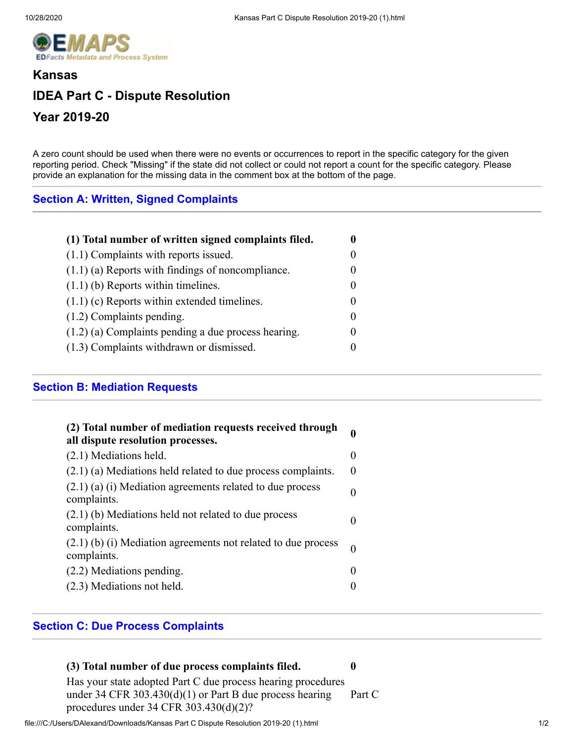# Kansas

## IDEA Part C - Dispute Resolution

## Year 2019-20

A zero count should be used when there were no events or occurrences to report in the specific category for the given reporting period. Check "Missing" if the state did not collect or could not report a count for the specific category. Please provide an explanation for the missing data in the comment box at the bottom of the page.

### Section A: Written, Signed Complaints

| | |
|---|---|
| **(1) Total number of written signed complaints filed.** | **0** |
| (1.1) Complaints with reports issued. | 0 |
| (1.1) (a) Reports with findings of noncompliance. | 0 |
| (1.1) (b) Reports within timelines. | 0 |
| (1.1) (c) Reports within extended timelines. | 0 |
| (1.2) Complaints pending. | 0 |
| (1.2) (a) Complaints pending a due process hearing. | 0 |
| (1.3) Complaints withdrawn or dismissed. | 0 |

### Section B: Mediation Requests

| | |
|---|---|
| **(2) Total number of mediation requests received through all dispute resolution processes.** | **0** |
| (2.1) Mediations held. | 0 |
| (2.1) (a) Mediations held related to due process complaints. | 0 |
| (2.1) (a) (i) Mediation agreements related to due process complaints. | 0 |
| (2.1) (b) Mediations held not related to due process complaints. | 0 |
| (2.1) (b) (i) Mediation agreements not related to due process complaints. | 0 |
| (2.2) Mediations pending. | 0 |
| (2.3) Mediations not held. | 0 |

### Section C: Due Process Complaints

| | |
|---|---|
| **(3) Total number of due process complaints filed.** | **0** |
| Has your state adopted Part C due process hearing procedures under 34 CFR 303.430(d)(1) or Part B due process hearing procedures under 34 CFR 303.430(d)(2)? | Part C |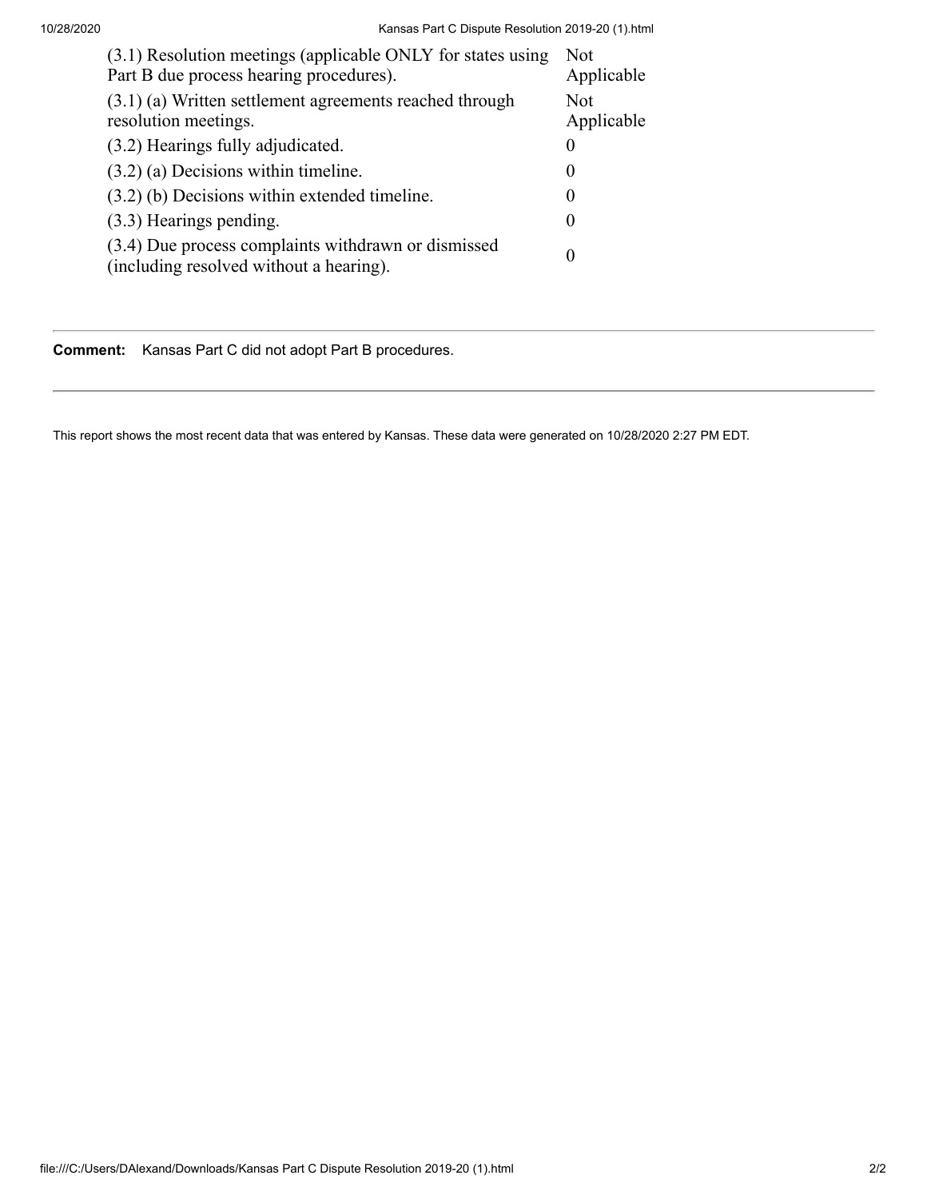| | |
|---|---|
| (3.1) Resolution meetings (applicable ONLY for states using Part B due process hearing procedures). | Not Applicable |
| (3.1) (a) Written settlement agreements reached through resolution meetings. | Not Applicable |
| (3.2) Hearings fully adjudicated. | 0 |
| (3.2) (a) Decisions within timeline. | 0 |
| (3.2) (b) Decisions within extended timeline. | 0 |
| (3.3) Hearings pending. | 0 |
| (3.4) Due process complaints withdrawn or dismissed (including resolved without a hearing). | 0 |

**Comment:** Kansas Part C did not adopt Part B procedures.

This report shows the most recent data that was entered by Kansas. These data were generated on 10/28/2020 2:27 PM EDT.